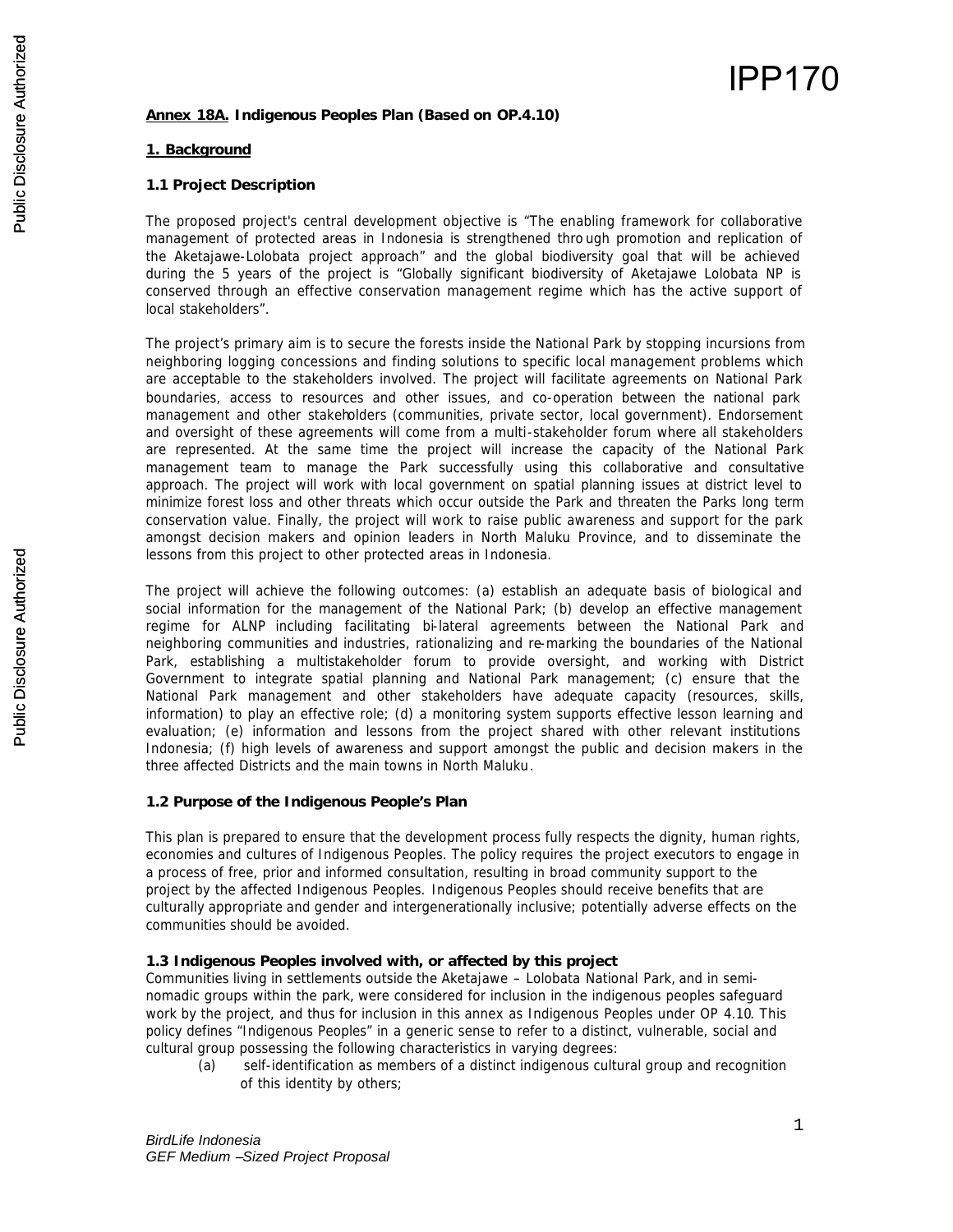IPP170

**Annex 18A. Indigenous Peoples Plan (Based on OP.4.10)**

## 1. Background

### 1.1 Project Description

The proposed project's central development objective is "The enabling framework for collaborative management of protected areas in Indonesia is strengthened through promotion and replication of the Aketajawe-Lolobata project approach" and the global biodiversity goal that will be achieved during the 5 years of the project is "Globally significant biodiversity of Aketajawe Lolobata NP is conserved through an effective conservation management regime which has the active support of local stakeholders".

The project's primary aim is to secure the forests inside the National Park by stopping incursions from neighboring logging concessions and finding solutions to specific local management problems which are acceptable to the stakeholders involved. The project will facilitate agreements on National Park boundaries, access to resources and other issues, and co-operation between the national park management and other stakeholders (communities, private sector, local government). Endorsement and oversight of these agreements will come from a multi-stakeholder forum where all stakeholders are represented. At the same time the project will increase the capacity of the National Park management team to manage the Park successfully using this collaborative and consultative approach. The project will work with local government on spatial planning issues at district level to minimize forest loss and other threats which occur outside the Park and threaten the Parks long term conservation value. Finally, the project will work to raise public awareness and support for the park amongst decision makers and opinion leaders in North Maluku Province, and to disseminate the lessons from this project to other protected areas in Indonesia.

The project will achieve the following outcomes: (a) establish an adequate basis of biological and social information for the management of the National Park; (b) develop an effective management regime for ALNP including facilitating bi-lateral agreements between the National Park and neighboring communities and industries, rationalizing and re-marking the boundaries of the National Park, establishing a multistakeholder forum to provide oversight, and working with District Government to integrate spatial planning and National Park management; (c) ensure that the National Park management and other stakeholders have adequate capacity (resources, skills, information) to play an effective role; (d) a monitoring system supports effective lesson learning and evaluation; (e) information and lessons from the project shared with other relevant institutions Indonesia; (f) high levels of awareness and support amongst the public and decision makers in the three affected Districts and the main towns in North Maluku.

### 1.2 Purpose of the Indigenous People's Plan

This plan is prepared to ensure that the development process fully respects the dignity, human rights, economies and cultures of Indigenous Peoples. The policy requires the project executors to engage in a process of free, prior and informed consultation, resulting in broad community support to the project by the affected Indigenous Peoples. Indigenous Peoples should receive benefits that are culturally appropriate and gender and intergenerationally inclusive; potentially adverse effects on the communities should be avoided.

### 1.3 Indigenous Peoples involved with, or affected by this project

Communities living in settlements outside the Aketajawe – Lolobata National Park, and in semi-nomadic groups within the park, were considered for inclusion in the indigenous peoples safeguard work by the project, and thus for inclusion in this annex as Indigenous Peoples under OP 4.10. This policy defines "Indigenous Peoples" in a generic sense to refer to a distinct, vulnerable, social and cultural group possessing the following characteristics in varying degrees:

(a) self-identification as members of a distinct indigenous cultural group and recognition of this identity by others;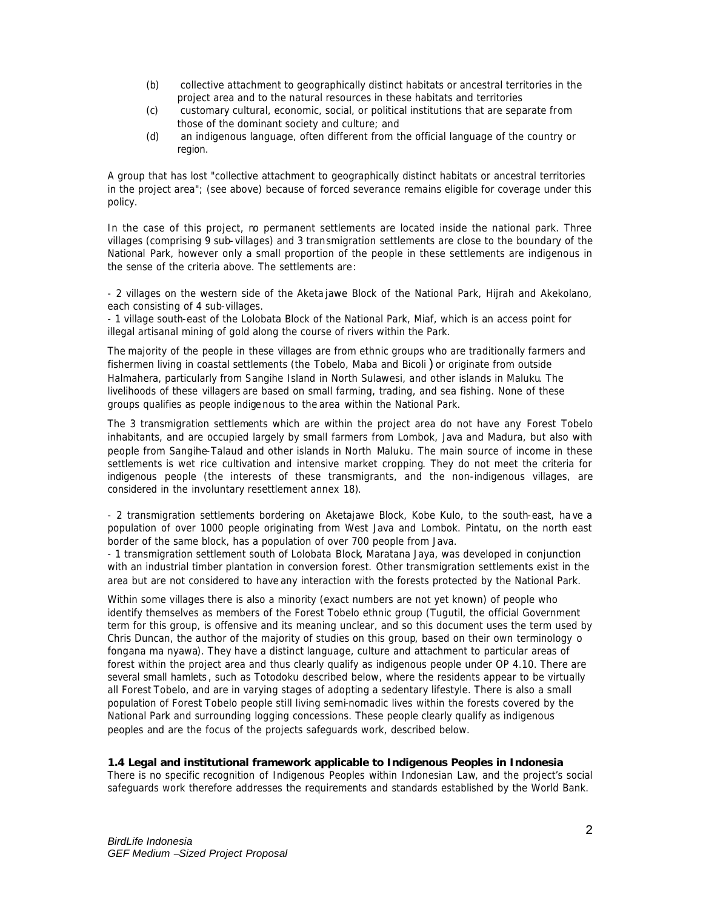(b) collective attachment to geographically distinct habitats or ancestral territories in the project area and to the natural resources in these habitats and territories

(c) customary cultural, economic, social, or political institutions that are separate from those of the dominant society and culture; and

(d) an indigenous language, often different from the official language of the country or region.

A group that has lost "collective attachment to geographically distinct habitats or ancestral territories in the project area"; (see above) because of forced severance remains eligible for coverage under this policy.

In the case of this project, no permanent settlements are located inside the national park. Three villages (comprising 9 sub-villages) and 3 transmigration settlements are close to the boundary of the National Park, however only a small proportion of the people in these settlements are indigenous in the sense of the criteria above. The settlements are:

- 2 villages on the western side of the Aketajawe Block of the National Park, Hijrah and Akekolano, each consisting of 4 sub-villages.
- 1 village south-east of the Lolobata Block of the National Park, Miaf, which is an access point for illegal artisanal mining of gold along the course of rivers within the Park.

The majority of the people in these villages are from ethnic groups who are traditionally farmers and fishermen living in coastal settlements (the Tobelo, Maba and Bicoli) or originate from outside Halmahera, particularly from Sangihe Island in North Sulawesi, and other islands in Maluku. The livelihoods of these villagers are based on small farming, trading, and sea fishing. None of these groups qualifies as people indigenous to the area within the National Park.

The 3 transmigration settlements which are within the project area do not have any Forest Tobelo inhabitants, and are occupied largely by small farmers from Lombok, Java and Madura, but also with people from Sangihe-Talaud and other islands in North Maluku. The main source of income in these settlements is wet rice cultivation and intensive market cropping. They do not meet the criteria for indigenous people (the interests of these transmigrants, and the non-indigenous villages, are considered in the involuntary resettlement annex 18).

- 2 transmigration settlements bordering on Aketajawe Block, Kobe Kulo, to the south-east, have a population of over 1000 people originating from West Java and Lombok. Pintatu, on the north east border of the same block, has a population of over 700 people from Java.
- 1 transmigration settlement south of Lolobata Block, Maratana Jaya, was developed in conjunction with an industrial timber plantation in conversion forest. Other transmigration settlements exist in the area but are not considered to have any interaction with the forests protected by the National Park.

Within some villages there is also a minority (exact numbers are not yet known) of people who identify themselves as members of the Forest Tobelo ethnic group (Tugutil, the official Government term for this group, is offensive and its meaning unclear, and so this document uses the term used by Chris Duncan, the author of the majority of studies on this group, based on their own terminology o fongana ma nyawa). They have a distinct language, culture and attachment to particular areas of forest within the project area and thus clearly qualify as indigenous people under OP 4.10. There are several small hamlets, such as Totodoku described below, where the residents appear to be virtually all Forest Tobelo, and are in varying stages of adopting a sedentary lifestyle. There is also a small population of Forest Tobelo people still living semi-nomadic lives within the forests covered by the National Park and surrounding logging concessions. These people clearly qualify as indigenous peoples and are the focus of the projects safeguards work, described below.

### 1.4 Legal and institutional framework applicable to Indigenous Peoples in Indonesia

There is no specific recognition of Indigenous Peoples within Indonesian Law, and the project's social safeguards work therefore addresses the requirements and standards established by the World Bank.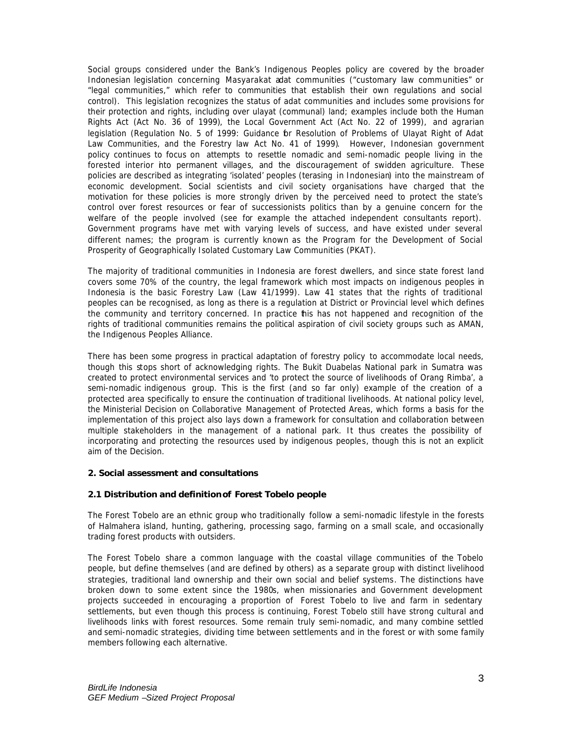Social groups considered under the Bank's Indigenous Peoples policy are covered by the broader Indonesian legislation concerning Masyarakat adat communities ("customary law communities" or "legal communities," which refer to communities that establish their own regulations and social control). This legislation recognizes the status of adat communities and includes some provisions for their protection and rights, including over ulayat (communal) land; examples include both the Human Rights Act (Act No. 36 of 1999), the Local Government Act (Act No. 22 of 1999), and agrarian legislation (Regulation No. 5 of 1999: Guidance for Resolution of Problems of Ulayat Right of Adat Law Communities, and the Forestry law Act No. 41 of 1999). However, Indonesian government policy continues to focus on attempts to resettle nomadic and semi-nomadic people living in the forested interior into permanent villages, and the discouragement of swidden agriculture. These policies are described as integrating 'isolated' peoples (terasing in Indonesian) into the mainstream of economic development. Social scientists and civil society organisations have charged that the motivation for these policies is more strongly driven by the perceived need to protect the state's control over forest resources or fear of successionists politics than by a genuine concern for the welfare of the people involved (see for example the attached independent consultants report). Government programs have met with varying levels of success, and have existed under several different names; the program is currently known as the Program for the Development of Social Prosperity of Geographically Isolated Customary Law Communities (PKAT).

The majority of traditional communities in Indonesia are forest dwellers, and since state forest land covers some 70% of the country, the legal framework which most impacts on indigenous peoples in Indonesia is the basic Forestry Law (Law 41/1999). Law 41 states that the rights of traditional peoples can be recognised, as long as there is a regulation at District or Provincial level which defines the community and territory concerned. In practice this has not happened and recognition of the rights of traditional communities remains the political aspiration of civil society groups such as AMAN, the Indigenous Peoples Alliance.

There has been some progress in practical adaptation of forestry policy to accommodate local needs, though this stops short of acknowledging rights. The Bukit Duabelas National park in Sumatra was created to protect environmental services and 'to protect the source of livelihoods of Orang Rimba', a semi-nomadic indigenous group. This is the first (and so far only) example of the creation of a protected area specifically to ensure the continuation of traditional livelihoods. At national policy level, the Ministerial Decision on Collaborative Management of Protected Areas, which forms a basis for the implementation of this project also lays down a framework for consultation and collaboration between multiple stakeholders in the management of a national park. It thus creates the possibility of incorporating and protecting the resources used by indigenous peoples, though this is not an explicit aim of the Decision.

## 2. Social assessment and consultations

### 2.1 Distribution and definition of Forest Tobelo people

The Forest Tobelo are an ethnic group who traditionally follow a semi-nomadic lifestyle in the forests of Halmahera island, hunting, gathering, processing sago, farming on a small scale, and occasionally trading forest products with outsiders.

The Forest Tobelo share a common language with the coastal village communities of the Tobelo people, but define themselves (and are defined by others) as a separate group with distinct livelihood strategies, traditional land ownership and their own social and belief systems. The distinctions have broken down to some extent since the 1980s, when missionaries and Government development projects succeeded in encouraging a proportion of Forest Tobelo to live and farm in sedentary settlements, but even though this process is continuing, Forest Tobelo still have strong cultural and livelihoods links with forest resources. Some remain truly semi-nomadic, and many combine settled and semi-nomadic strategies, dividing time between settlements and in the forest or with some family members following each alternative.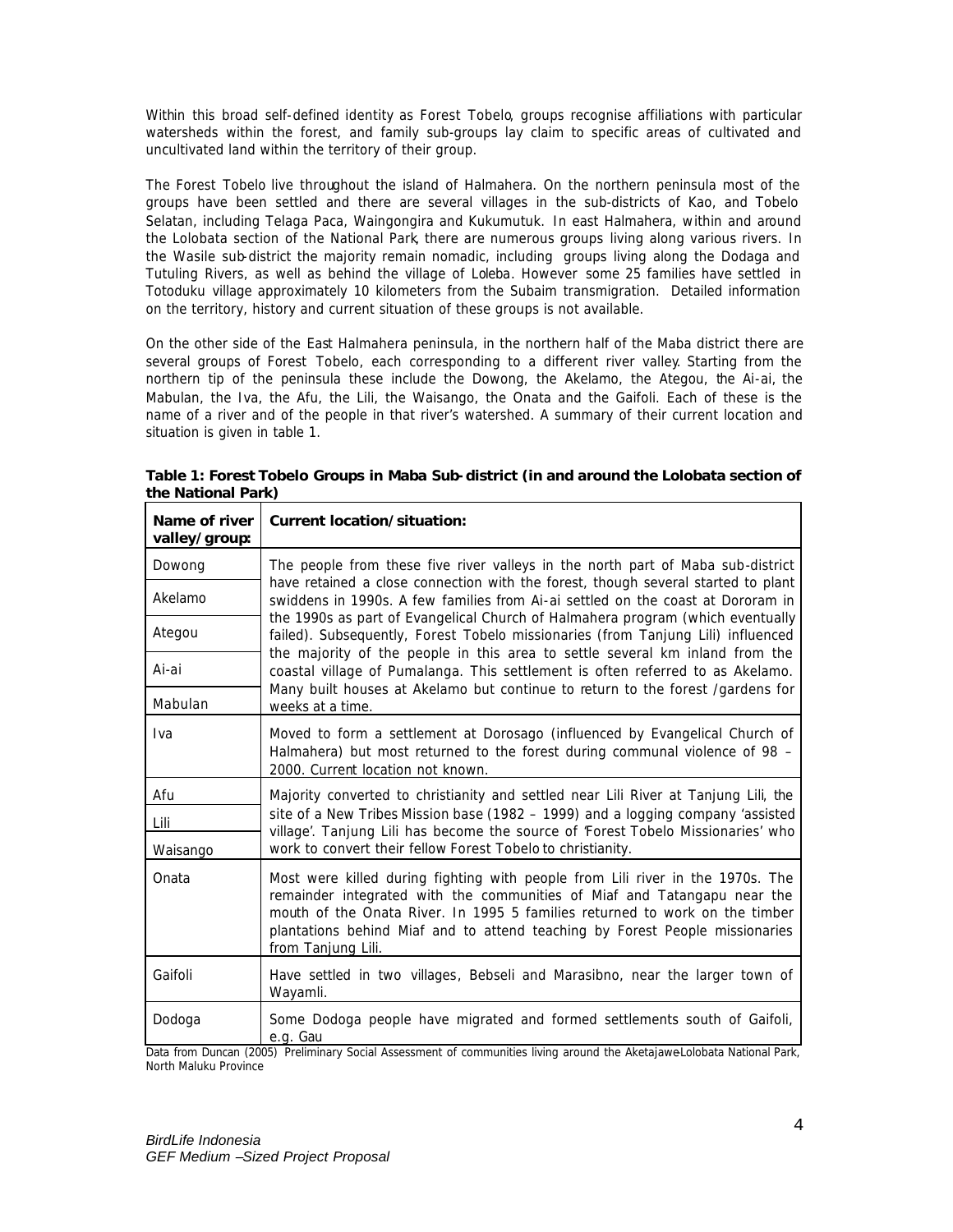Within this broad self-defined identity as Forest Tobelo, groups recognise affiliations with particular watersheds within the forest, and family sub-groups lay claim to specific areas of cultivated and uncultivated land within the territory of their group.

The Forest Tobelo live throughout the island of Halmahera. On the northern peninsula most of the groups have been settled and there are several villages in the sub-districts of Kao, and Tobelo Selatan, including Telaga Paca, Waingongira and Kukumutuk. In east Halmahera, within and around the Lolobata section of the National Park, there are numerous groups living along various rivers. In the Wasile sub-district the majority remain nomadic, including groups living along the Dodaga and Tutuling Rivers, as well as behind the village of Loleba. However some 25 families have settled in Totoduku village approximately 10 kilometers from the Subaim transmigration. Detailed information on the territory, history and current situation of these groups is not available.

On the other side of the East Halmahera peninsula, in the northern half of the Maba district there are several groups of Forest Tobelo, each corresponding to a different river valley. Starting from the northern tip of the peninsula these include the Dowong, the Akelamo, the Ategou, the Ai-ai, the Mabulan, the Iva, the Afu, the Lili, the Waisango, the Onata and the Gaifoli. Each of these is the name of a river and of the people in that river's watershed. A summary of their current location and situation is given in table 1.

**Table 1: Forest Tobelo Groups in Maba Sub-district (in and around the Lolobata section of the National Park)**

| Name of river valley/group: | Current location/situation: |
|---|---|
| Dowong | The people from these five river valleys in the north part of Maba sub-district have retained a close connection with the forest, though several started to plant swiddens in 1990s. A few families from Ai-ai settled on the coast at Dororam in the 1990s as part of Evangelical Church of Halmahera program (which eventually failed). Subsequently, Forest Tobelo missionaries (from Tanjung Lili) influenced the majority of the people in this area to settle several km inland from the coastal village of Pumalanga. This settlement is often referred to as Akelamo. Many built houses at Akelamo but continue to return to the forest /gardens for weeks at a time. |
| Akelamo | |
| Ategou | |
| Ai-ai | |
| Mabulan | |
| Iva | Moved to form a settlement at Dorosago (influenced by Evangelical Church of Halmahera) but most returned to the forest during communal violence of 98 – 2000. Current location not known. |
| Afu | Majority converted to christianity and settled near Lili River at Tanjung Lili, the site of a New Tribes Mission base (1982 – 1999) and a logging company 'assisted village'. Tanjung Lili has become the source of 'Forest Tobelo Missionaries' who work to convert their fellow Forest Tobelo to christianity. |
| Lili | |
| Waisango | |
| Onata | Most were killed during fighting with people from Lili river in the 1970s. The remainder integrated with the communities of Miaf and Tatangapu near the mouth of the Onata River. In 1995 5 families returned to work on the timber plantations behind Miaf and to attend teaching by Forest People missionaries from Tanjung Lili. |
| Gaifoli | Have settled in two villages, Bebseli and Marasibno, near the larger town of Wayamli. |
| Dodoga | Some Dodoga people have migrated and formed settlements south of Gaifoli, e.g. Gau |

Data from Duncan (2005) Preliminary Social Assessment of communities living around the Aketajawe-Lolobata National Park, North Maluku Province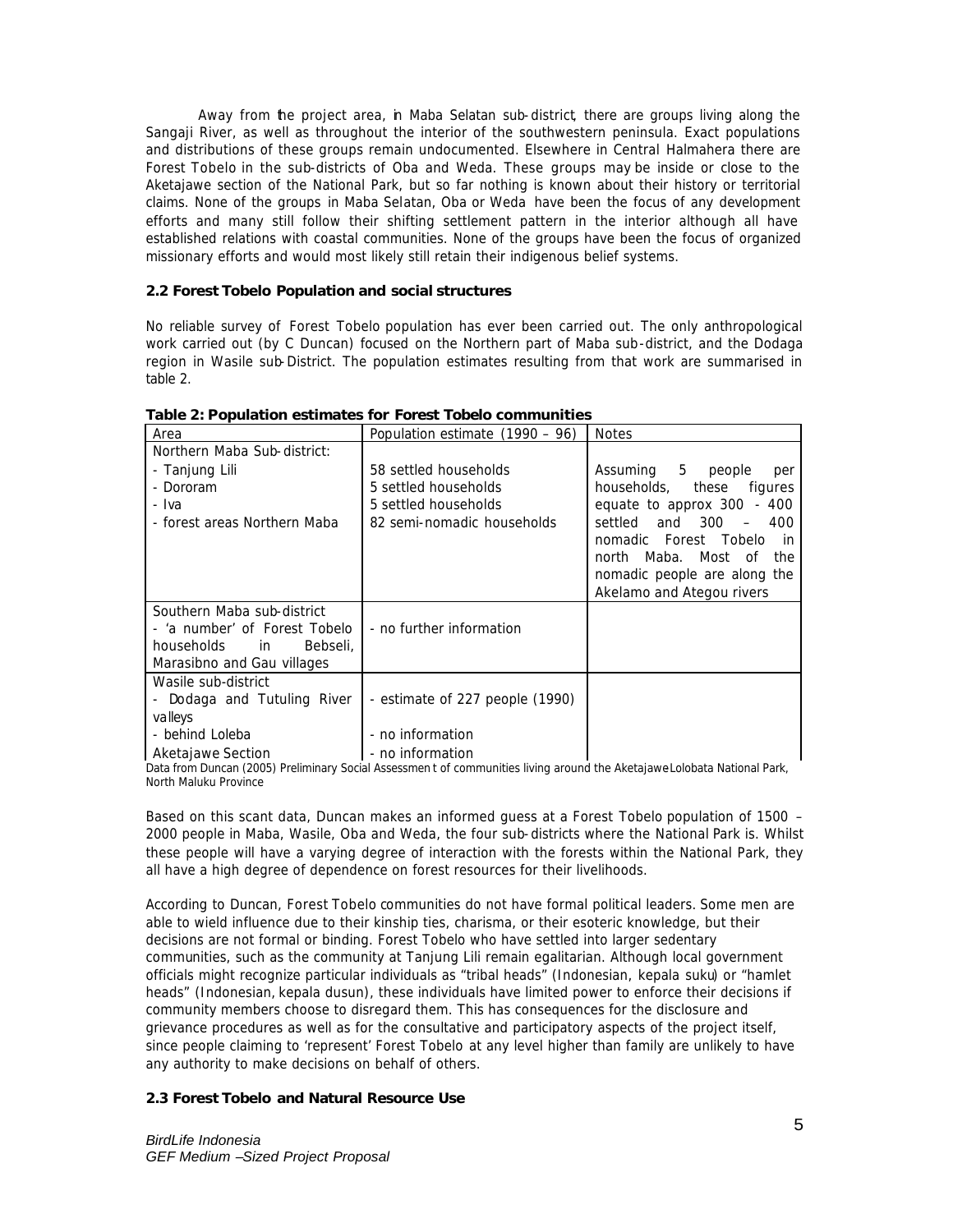Away from the project area, in Maba Selatan sub-district, there are groups living along the Sangaji River, as well as throughout the interior of the southwestern peninsula. Exact populations and distributions of these groups remain undocumented. Elsewhere in Central Halmahera there are Forest Tobelo in the sub-districts of Oba and Weda. These groups may be inside or close to the Aketajawe section of the National Park, but so far nothing is known about their history or territorial claims. None of the groups in Maba Selatan, Oba or Weda have been the focus of any development efforts and many still follow their shifting settlement pattern in the interior although all have established relations with coastal communities. None of the groups have been the focus of organized missionary efforts and would most likely still retain their indigenous belief systems.

### 2.2 Forest Tobelo Population and social structures

No reliable survey of Forest Tobelo population has ever been carried out. The only anthropological work carried out (by C Duncan) focused on the Northern part of Maba sub-district, and the Dodaga region in Wasile sub-District. The population estimates resulting from that work are summarised in table 2.

**Table 2: Population estimates for Forest Tobelo communities**

| Area | Population estimate (1990 – 96) | Notes |
|---|---|---|
| Northern Maba Sub-district:<br>- Tanjung Lili<br>- Dororam<br>- Iva<br>- forest areas Northern Maba | <br>58 settled households<br>5 settled households<br>5 settled households<br>82 semi-nomadic households | <br>Assuming 5 people per households, these figures equate to approx 300 - 400 settled and 300 – 400 nomadic Forest Tobelo in north Maba. Most of the nomadic people are along the Akelamo and Ategou rivers |
| Southern Maba sub-district<br>- 'a number' of Forest Tobelo households in Bebseli, Marasibno and Gau villages | - no further information | |
| Wasile sub-district<br>- Dodaga and Tutuling River valleys<br>- behind Loleba<br>Aketajawe Section | <br>- estimate of 227 people (1990)<br><br>- no information<br>- no information | |

Data from Duncan (2005) Preliminary Social Assessment of communities living around the Aketajawe Lolobata National Park, North Maluku Province

Based on this scant data, Duncan makes an informed guess at a Forest Tobelo population of 1500 – 2000 people in Maba, Wasile, Oba and Weda, the four sub-districts where the National Park is. Whilst these people will have a varying degree of interaction with the forests within the National Park, they all have a high degree of dependence on forest resources for their livelihoods.

According to Duncan, Forest Tobelo communities do not have formal political leaders. Some men are able to wield influence due to their kinship ties, charisma, or their esoteric knowledge, but their decisions are not formal or binding. Forest Tobelo who have settled into larger sedentary communities, such as the community at Tanjung Lili remain egalitarian. Although local government officials might recognize particular individuals as "tribal heads" (Indonesian, *kepala suku*) or "hamlet heads" (Indonesian, *kepala dusun*), these individuals have limited power to enforce their decisions if community members choose to disregard them. This has consequences for the disclosure and grievance procedures as well as for the consultative and participatory aspects of the project itself, since people claiming to 'represent' Forest Tobelo at any level higher than family are unlikely to have any authority to make decisions on behalf of others.

### 2.3 Forest Tobelo and Natural Resource Use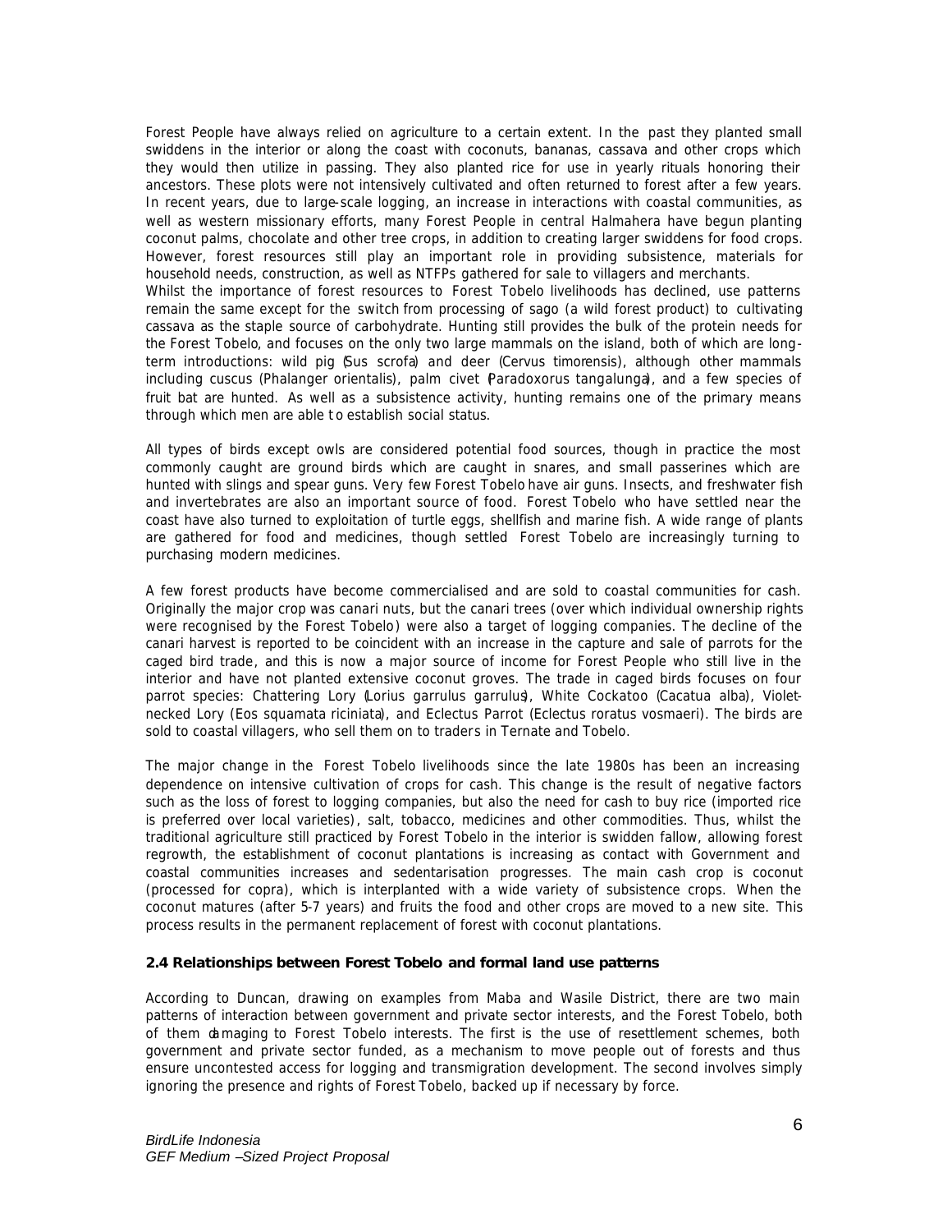Forest People have always relied on agriculture to a certain extent. In the past they planted small swiddens in the interior or along the coast with coconuts, bananas, cassava and other crops which they would then utilize in passing. They also planted rice for use in yearly rituals honoring their ancestors. These plots were not intensively cultivated and often returned to forest after a few years. In recent years, due to large-scale logging, an increase in interactions with coastal communities, as well as western missionary efforts, many Forest People in central Halmahera have begun planting coconut palms, chocolate and other tree crops, in addition to creating larger swiddens for food crops. However, forest resources still play an important role in providing subsistence, materials for household needs, construction, as well as NTFPs gathered for sale to villagers and merchants.
Whilst the importance of forest resources to Forest Tobelo livelihoods has declined, use patterns remain the same except for the switch from processing of sago (a wild forest product) to cultivating cassava as the staple source of carbohydrate. Hunting still provides the bulk of the protein needs for the Forest Tobelo, and focuses on the only two large mammals on the island, both of which are long-term introductions: wild pig (*Sus scrofa*) and deer (*Cervus timorensis*), although other mammals including cuscus (*Phalanger orientalis*), palm civet (*Paradoxorus tangalunga*), and a few species of fruit bat are hunted. As well as a subsistence activity, hunting remains one of the primary means through which men are able to establish social status.

All types of birds except owls are considered potential food sources, though in practice the most commonly caught are ground birds which are caught in snares, and small passerines which are hunted with slings and spear guns. Very few Forest Tobelo have air guns. Insects, and freshwater fish and invertebrates are also an important source of food. Forest Tobelo who have settled near the coast have also turned to exploitation of turtle eggs, shellfish and marine fish. A wide range of plants are gathered for food and medicines, though settled Forest Tobelo are increasingly turning to purchasing modern medicines.

A few forest products have become commercialised and are sold to coastal communities for cash. Originally the major crop was canari nuts, but the canari trees (over which individual ownership rights were recognised by the Forest Tobelo) were also a target of logging companies. The decline of the canari harvest is reported to be coincident with an increase in the capture and sale of parrots for the caged bird trade, and this is now a major source of income for Forest People who still live in the interior and have not planted extensive coconut groves. The trade in caged birds focuses on four parrot species: Chattering Lory (*Lorius garrulus garrulus*), White Cockatoo (*Cacatua alba*), Violet-necked Lory (*Eos squamata riciniata*), and Eclectus Parrot (*Eclectus roratus vosmaeri*). The birds are sold to coastal villagers, who sell them on to traders in Ternate and Tobelo.

The major change in the Forest Tobelo livelihoods since the late 1980s has been an increasing dependence on intensive cultivation of crops for cash. This change is the result of negative factors such as the loss of forest to logging companies, but also the need for cash to buy rice (imported rice is preferred over local varieties), salt, tobacco, medicines and other commodities. Thus, whilst the traditional agriculture still practiced by Forest Tobelo in the interior is swidden fallow, allowing forest regrowth, the establishment of coconut plantations is increasing as contact with Government and coastal communities increases and sedentarisation progresses. The main cash crop is coconut (processed for copra), which is interplanted with a wide variety of subsistence crops. When the coconut matures (after 5-7 years) and fruits the food and other crops are moved to a new site. This process results in the permanent replacement of forest with coconut plantations.

### 2.4 Relationships between Forest Tobelo and formal land use patterns

According to Duncan, drawing on examples from Maba and Wasile District, there are two main patterns of interaction between government and private sector interests, and the Forest Tobelo, both of them damaging to Forest Tobelo interests. The first is the use of resettlement schemes, both government and private sector funded, as a mechanism to move people out of forests and thus ensure uncontested access for logging and transmigration development. The second involves simply ignoring the presence and rights of Forest Tobelo, backed up if necessary by force.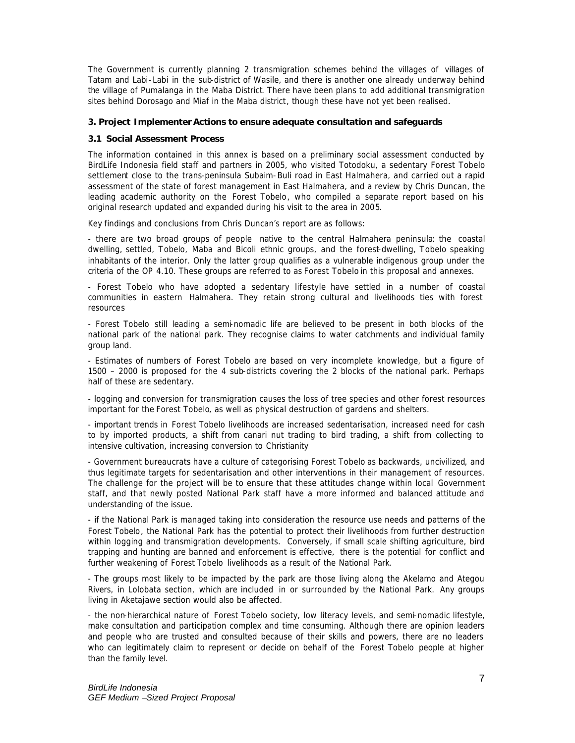The Government is currently planning 2 transmigration schemes behind the villages of villages of Tatam and Labi-Labi in the sub-district of Wasile, and there is another one already underway behind the village of Pumalanga in the Maba District. There have been plans to add additional transmigration sites behind Dorosago and Miaf in the Maba district, though these have not yet been realised.

### 3. Project Implementer Actions to ensure adequate consultation and safeguards

#### 3.1 Social Assessment Process

The information contained in this annex is based on a preliminary social assessment conducted by BirdLife Indonesia field staff and partners in 2005, who visited Totodoku, a sedentary Forest Tobelo settlement close to the trans-peninsula Subaim-Buli road in East Halmahera, and carried out a rapid assessment of the state of forest management in East Halmahera, and a review by Chris Duncan, the leading academic authority on the Forest Tobelo, who compiled a separate report based on his original research updated and expanded during his visit to the area in 2005.

Key findings and conclusions from Chris Duncan's report are as follows:

- there are two broad groups of people native to the central Halmahera peninsula: the coastal dwelling, settled, Tobelo, Maba and Bicoli ethnic groups, and the forest-dwelling, Tobelo speaking inhabitants of the interior. Only the latter group qualifies as a vulnerable indigenous group under the criteria of the OP 4.10. These groups are referred to as Forest Tobelo in this proposal and annexes.

- Forest Tobelo who have adopted a sedentary lifestyle have settled in a number of coastal communities in eastern Halmahera. They retain strong cultural and livelihoods ties with forest resources

- Forest Tobelo still leading a semi-nomadic life are believed to be present in both blocks of the national park of the national park. They recognise claims to water catchments and individual family group land.

- Estimates of numbers of Forest Tobelo are based on very incomplete knowledge, but a figure of 1500 – 2000 is proposed for the 4 sub-districts covering the 2 blocks of the national park. Perhaps half of these are sedentary.

- logging and conversion for transmigration causes the loss of tree species and other forest resources important for the Forest Tobelo, as well as physical destruction of gardens and shelters.

- important trends in Forest Tobelo livelihoods are increased sedentarisation, increased need for cash to by imported products, a shift from canari nut trading to bird trading, a shift from collecting to intensive cultivation, increasing conversion to Christianity

- Government bureaucrats have a culture of categorising Forest Tobelo as backwards, uncivilized, and thus legitimate targets for sedentarisation and other interventions in their management of resources. The challenge for the project will be to ensure that these attitudes change within local Government staff, and that newly posted National Park staff have a more informed and balanced attitude and understanding of the issue.

- if the National Park is managed taking into consideration the resource use needs and patterns of the Forest Tobelo, the National Park has the potential to protect their livelihoods from further destruction within logging and transmigration developments. Conversely, if small scale shifting agriculture, bird trapping and hunting are banned and enforcement is effective, there is the potential for conflict and further weakening of Forest Tobelo livelihoods as a result of the National Park.

- The groups most likely to be impacted by the park are those living along the Akelamo and Ategou Rivers, in Lolobata section, which are included in or surrounded by the National Park. Any groups living in Aketajawe section would also be affected.

- the non-hierarchical nature of Forest Tobelo society, low literacy levels, and semi-nomadic lifestyle, make consultation and participation complex and time consuming. Although there are opinion leaders and people who are trusted and consulted because of their skills and powers, there are no leaders who can legitimately claim to represent or decide on behalf of the Forest Tobelo people at higher than the family level.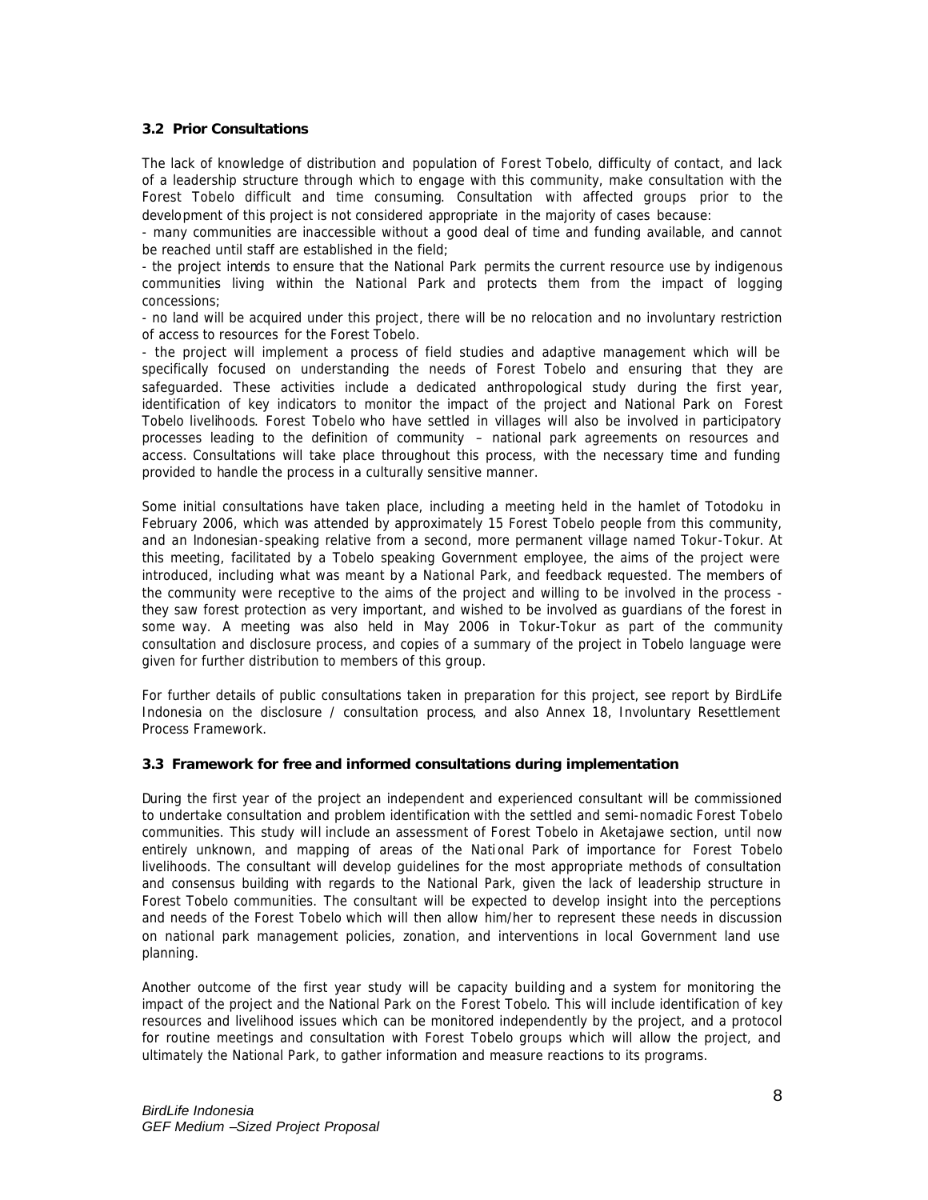### 3.2 Prior Consultations

The lack of knowledge of distribution and population of Forest Tobelo, difficulty of contact, and lack of a leadership structure through which to engage with this community, make consultation with the Forest Tobelo difficult and time consuming. Consultation with affected groups prior to the development of this project is not considered appropriate in the majority of cases because:

- many communities are inaccessible without a good deal of time and funding available, and cannot be reached until staff are established in the field;
- the project intends to ensure that the National Park permits the current resource use by indigenous communities living within the National Park and protects them from the impact of logging concessions;
- no land will be acquired under this project, there will be no relocation and no involuntary restriction of access to resources for the Forest Tobelo.
- the project will implement a process of field studies and adaptive management which will be specifically focused on understanding the needs of Forest Tobelo and ensuring that they are safeguarded. These activities include a dedicated anthropological study during the first year, identification of key indicators to monitor the impact of the project and National Park on Forest Tobelo livelihoods. Forest Tobelo who have settled in villages will also be involved in participatory processes leading to the definition of community – national park agreements on resources and access. Consultations will take place throughout this process, with the necessary time and funding provided to handle the process in a culturally sensitive manner.

Some initial consultations have taken place, including a meeting held in the hamlet of Totodoku in February 2006, which was attended by approximately 15 Forest Tobelo people from this community, and an Indonesian-speaking relative from a second, more permanent village named Tokur-Tokur. At this meeting, facilitated by a Tobelo speaking Government employee, the aims of the project were introduced, including what was meant by a National Park, and feedback requested. The members of the community were receptive to the aims of the project and willing to be involved in the process - they saw forest protection as very important, and wished to be involved as guardians of the forest in some way. A meeting was also held in May 2006 in Tokur-Tokur as part of the community consultation and disclosure process, and copies of a summary of the project in Tobelo language were given for further distribution to members of this group.

For further details of public consultations taken in preparation for this project, see report by BirdLife Indonesia on the disclosure / consultation process, and also Annex 18, Involuntary Resettlement Process Framework.

### 3.3 Framework for free and informed consultations during implementation

During the first year of the project an independent and experienced consultant will be commissioned to undertake consultation and problem identification with the settled and semi-nomadic Forest Tobelo communities. This study will include an assessment of Forest Tobelo in Aketajawe section, until now entirely unknown, and mapping of areas of the National Park of importance for Forest Tobelo livelihoods. The consultant will develop guidelines for the most appropriate methods of consultation and consensus building with regards to the National Park, given the lack of leadership structure in Forest Tobelo communities. The consultant will be expected to develop insight into the perceptions and needs of the Forest Tobelo which will then allow him/her to represent these needs in discussion on national park management policies, zonation, and interventions in local Government land use planning.

Another outcome of the first year study will be capacity building and a system for monitoring the impact of the project and the National Park on the Forest Tobelo. This will include identification of key resources and livelihood issues which can be monitored independently by the project, and a protocol for routine meetings and consultation with Forest Tobelo groups which will allow the project, and ultimately the National Park, to gather information and measure reactions to its programs.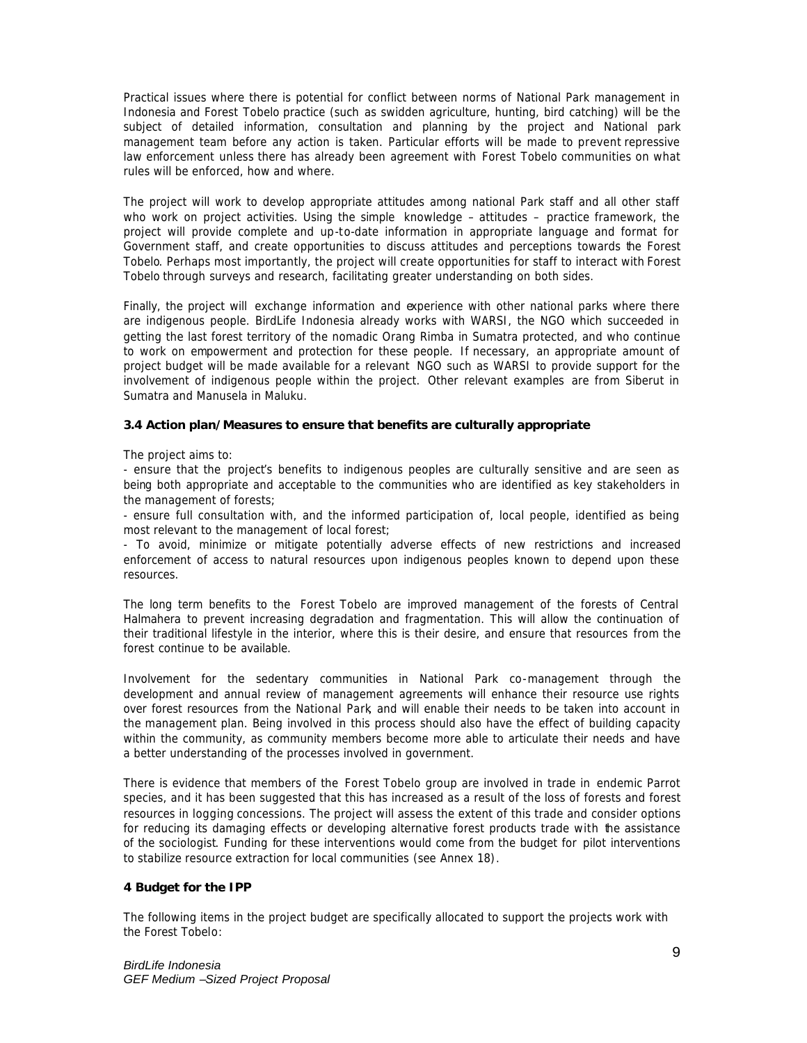Practical issues where there is potential for conflict between norms of National Park management in Indonesia and Forest Tobelo practice (such as swidden agriculture, hunting, bird catching) will be the subject of detailed information, consultation and planning by the project and National park management team before any action is taken. Particular efforts will be made to prevent repressive law enforcement unless there has already been agreement with Forest Tobelo communities on what rules will be enforced, how and where.

The project will work to develop appropriate attitudes among national Park staff and all other staff who work on project activities. Using the simple knowledge – attitudes – practice framework, the project will provide complete and up-to-date information in appropriate language and format for Government staff, and create opportunities to discuss attitudes and perceptions towards the Forest Tobelo. Perhaps most importantly, the project will create opportunities for staff to interact with Forest Tobelo through surveys and research, facilitating greater understanding on both sides.

Finally, the project will exchange information and experience with other national parks where there are indigenous people. BirdLife Indonesia already works with WARSI, the NGO which succeeded in getting the last forest territory of the nomadic Orang Rimba in Sumatra protected, and who continue to work on empowerment and protection for these people. If necessary, an appropriate amount of project budget will be made available for a relevant NGO such as WARSI to provide support for the involvement of indigenous people within the project. Other relevant examples are from Siberut in Sumatra and Manusela in Maluku.

### 3.4 Action plan/Measures to ensure that benefits are culturally appropriate

The project aims to:

- ensure that the project's benefits to indigenous peoples are culturally sensitive and are seen as being both appropriate and acceptable to the communities who are identified as key stakeholders in the management of forests;
- ensure full consultation with, and the informed participation of, local people, identified as being most relevant to the management of local forest;
- To avoid, minimize or mitigate potentially adverse effects of new restrictions and increased enforcement of access to natural resources upon indigenous peoples known to depend upon these resources.

The long term benefits to the Forest Tobelo are improved management of the forests of Central Halmahera to prevent increasing degradation and fragmentation. This will allow the continuation of their traditional lifestyle in the interior, where this is their desire, and ensure that resources from the forest continue to be available.

Involvement for the sedentary communities in National Park co-management through the development and annual review of management agreements will enhance their resource use rights over forest resources from the National Park, and will enable their needs to be taken into account in the management plan. Being involved in this process should also have the effect of building capacity within the community, as community members become more able to articulate their needs and have a better understanding of the processes involved in government.

There is evidence that members of the Forest Tobelo group are involved in trade in endemic Parrot species, and it has been suggested that this has increased as a result of the loss of forests and forest resources in logging concessions. The project will assess the extent of this trade and consider options for reducing its damaging effects or developing alternative forest products trade with the assistance of the sociologist. Funding for these interventions would come from the budget for pilot interventions to stabilize resource extraction for local communities (see Annex 18).

## 4 Budget for the IPP

The following items in the project budget are specifically allocated to support the projects work with the Forest Tobelo: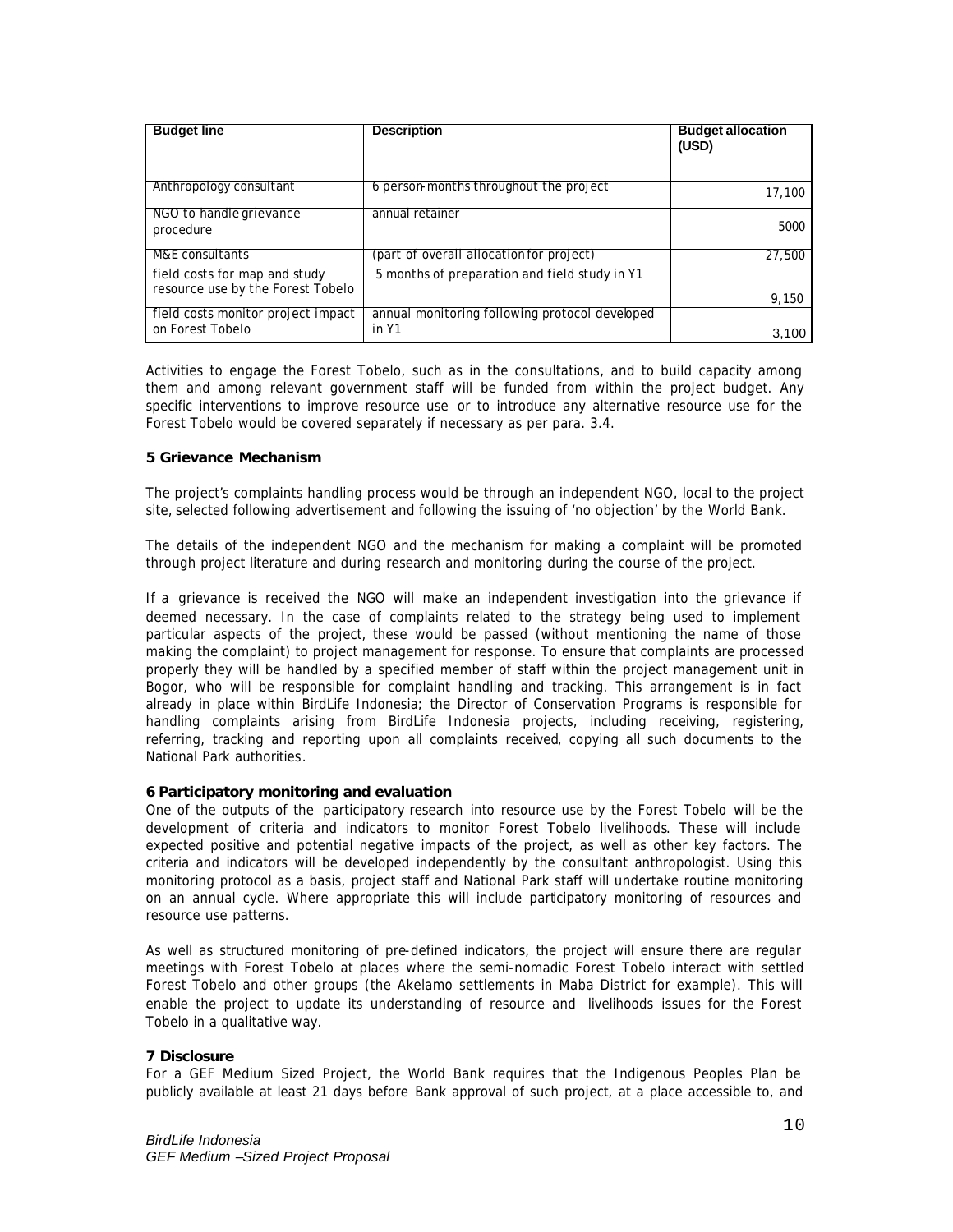| Budget line | Description | Budget allocation (USD) |
| --- | --- | --- |
| Anthropology consultant | 6 person-months throughout the project | 17,100 |
| NGO to handle grievance procedure | annual retainer | 5000 |
| M&E consultants | (part of overall allocation for project) | 27,500 |
| field costs for map and study resource use by the Forest Tobelo | 5 months of preparation and field study in Y1 | 9,150 |
| field costs monitor project impact on Forest Tobelo | annual monitoring following protocol developed in Y1 | 3,100 |

Activities to engage the Forest Tobelo, such as in the consultations, and to build capacity among them and among relevant government staff will be funded from within the project budget. Any specific interventions to improve resource use or to introduce any alternative resource use for the Forest Tobelo would be covered separately if necessary as per para. 3.4.

**5 Grievance Mechanism**

The project's complaints handling process would be through an independent NGO, local to the project site, selected following advertisement and following the issuing of 'no objection' by the World Bank.

The details of the independent NGO and the mechanism for making a complaint will be promoted through project literature and during research and monitoring during the course of the project.

If a grievance is received the NGO will make an independent investigation into the grievance if deemed necessary. In the case of complaints related to the strategy being used to implement particular aspects of the project, these would be passed (without mentioning the name of those making the complaint) to project management for response. To ensure that complaints are processed properly they will be handled by a specified member of staff within the project management unit in Bogor, who will be responsible for complaint handling and tracking. This arrangement is in fact already in place within BirdLife Indonesia; the Director of Conservation Programs is responsible for handling complaints arising from BirdLife Indonesia projects, including receiving, registering, referring, tracking and reporting upon all complaints received, copying all such documents to the National Park authorities.

**6 Participatory monitoring and evaluation**

One of the outputs of the participatory research into resource use by the Forest Tobelo will be the development of criteria and indicators to monitor Forest Tobelo livelihoods. These will include expected positive and potential negative impacts of the project, as well as other key factors. The criteria and indicators will be developed independently by the consultant anthropologist. Using this monitoring protocol as a basis, project staff and National Park staff will undertake routine monitoring on an annual cycle. Where appropriate this will include participatory monitoring of resources and resource use patterns.

As well as structured monitoring of pre-defined indicators, the project will ensure there are regular meetings with Forest Tobelo at places where the semi-nomadic Forest Tobelo interact with settled Forest Tobelo and other groups (the Akelamo settlements in Maba District for example). This will enable the project to update its understanding of resource and livelihoods issues for the Forest Tobelo in a qualitative way.

**7 Disclosure**

For a GEF Medium Sized Project, the World Bank requires that the Indigenous Peoples Plan be publicly available at least 21 days before Bank approval of such project, at a place accessible to, and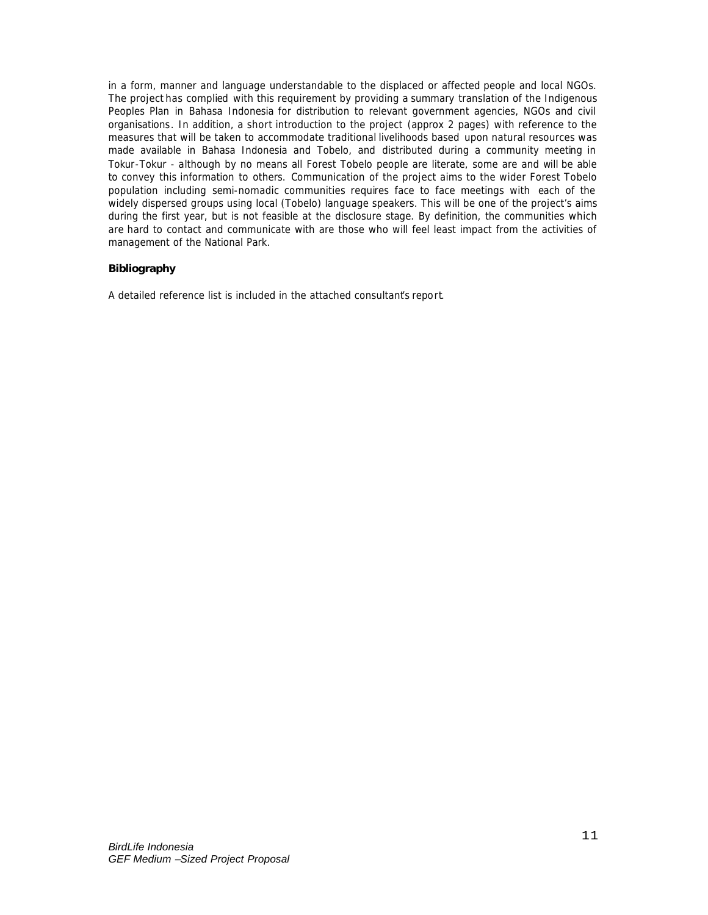in a form, manner and language understandable to the displaced or affected people and local NGOs. The project has complied with this requirement by providing a summary translation of the Indigenous Peoples Plan in Bahasa Indonesia for distribution to relevant government agencies, NGOs and civil organisations. In addition, a short introduction to the project (approx 2 pages) with reference to the measures that will be taken to accommodate traditional livelihoods based upon natural resources was made available in Bahasa Indonesia and Tobelo, and distributed during a community meeting in Tokur-Tokur - although by no means all Forest Tobelo people are literate, some are and will be able to convey this information to others. Communication of the project aims to the wider Forest Tobelo population including semi-nomadic communities requires face to face meetings with each of the widely dispersed groups using local (Tobelo) language speakers. This will be one of the project's aims during the first year, but is not feasible at the disclosure stage. By definition, the communities which are hard to contact and communicate with are those who will feel least impact from the activities of management of the National Park.

**Bibliography**

A detailed reference list is included in the attached consultant's report.